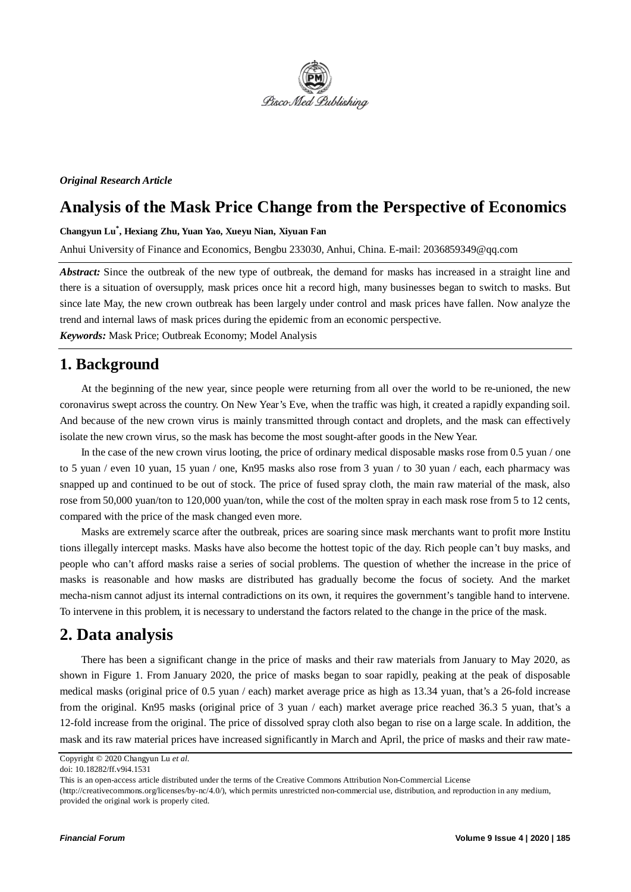*Original Research Article*

# Analysis of the Mask Price Change from the Perspective of Economics

**Changyun Lu*, Hexiang Zhu, Yuan Yao, Xueyu Nian, Xiyuan Fan**

Anhui University of Finance and Economics, Bengbu 233030, Anhui, China. E-mail: 2036859349@qq.com

***Abstract:*** Since the outbreak of the new type of outbreak, the demand for masks has increased in a straight line and there is a situation of oversupply, mask prices once hit a record high, many businesses began to switch to masks. But since late May, the new crown outbreak has been largely under control and mask prices have fallen. Now analyze the trend and internal laws of mask prices during the epidemic from an economic perspective.

***Keywords:*** Mask Price; Outbreak Economy; Model Analysis

## 1. Background

At the beginning of the new year, since people were returning from all over the world to be re-unioned, the new coronavirus swept across the country. On New Year's Eve, when the traffic was high, it created a rapidly expanding soil. And because of the new crown virus is mainly transmitted through contact and droplets, and the mask can effectively isolate the new crown virus, so the mask has become the most sought-after goods in the New Year.

In the case of the new crown virus looting, the price of ordinary medical disposable masks rose from 0.5 yuan / one to 5 yuan / even 10 yuan, 15 yuan / one, Kn95 masks also rose from 3 yuan / to 30 yuan / each, each pharmacy was snapped up and continued to be out of stock. The price of fused spray cloth, the main raw material of the mask, also rose from 50,000 yuan/ton to 120,000 yuan/ton, while the cost of the molten spray in each mask rose from 5 to 12 cents, compared with the price of the mask changed even more.

Masks are extremely scarce after the outbreak, prices are soaring since mask merchants want to profit more Institu tions illegally intercept masks. Masks have also become the hottest topic of the day. Rich people can't buy masks, and people who can't afford masks raise a series of social problems. The question of whether the increase in the price of masks is reasonable and how masks are distributed has gradually become the focus of society. And the market mecha-nism cannot adjust its internal contradictions on its own, it requires the government's tangible hand to intervene. To intervene in this problem, it is necessary to understand the factors related to the change in the price of the mask.

## 2. Data analysis

There has been a significant change in the price of masks and their raw materials from January to May 2020, as shown in Figure 1. From January 2020, the price of masks began to soar rapidly, peaking at the peak of disposable medical masks (original price of 0.5 yuan / each) market average price as high as 13.34 yuan, that's a 26-fold increase from the original. Kn95 masks (original price of 3 yuan / each) market average price reached 36.3 5 yuan, that's a 12-fold increase from the original. The price of dissolved spray cloth also began to rise on a large scale. In addition, the mask and its raw material prices have increased significantly in March and April, the price of masks and their raw mate-

Copyright © 2020 Changyun Lu *et al.*
doi: 10.18282/ff.v9i4.1531
This is an open-access article distributed under the terms of the Creative Commons Attribution Non-Commercial License (http://creativecommons.org/licenses/by-nc/4.0/), which permits unrestricted non-commercial use, distribution, and reproduction in any medium, provided the original work is properly cited.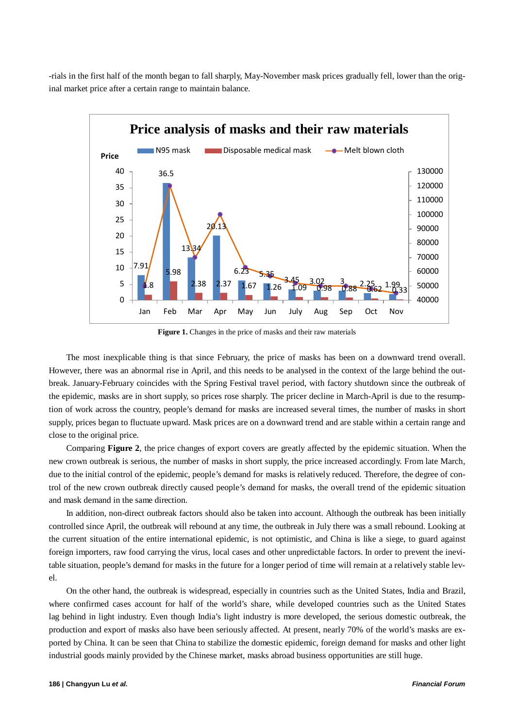-rials in the first half of the month began to fall sharply, May-November mask prices gradually fell, lower than the original market price after a certain range to maintain balance.

**Figure 1.** Changes in the price of masks and their raw materials

The most inexplicable thing is that since February, the price of masks has been on a downward trend overall. However, there was an abnormal rise in April, and this needs to be analysed in the context of the large behind the outbreak. January-February coincides with the Spring Festival travel period, with factory shutdown since the outbreak of the epidemic, masks are in short supply, so prices rose sharply. The pricer decline in March-April is due to the resumption of work across the country, people's demand for masks are increased several times, the number of masks in short supply, prices began to fluctuate upward. Mask prices are on a downward trend and are stable within a certain range and close to the original price.

Comparing **Figure 2**, the price changes of export covers are greatly affected by the epidemic situation. When the new crown outbreak is serious, the number of masks in short supply, the price increased accordingly. From late March, due to the initial control of the epidemic, people's demand for masks is relatively reduced. Therefore, the degree of control of the new crown outbreak directly caused people's demand for masks, the overall trend of the epidemic situation and mask demand in the same direction.

In addition, non-direct outbreak factors should also be taken into account. Although the outbreak has been initially controlled since April, the outbreak will rebound at any time, the outbreak in July there was a small rebound. Looking at the current situation of the entire international epidemic, is not optimistic, and China is like a siege, to guard against foreign importers, raw food carrying the virus, local cases and other unpredictable factors. In order to prevent the inevitable situation, people's demand for masks in the future for a longer period of time will remain at a relatively stable level.

On the other hand, the outbreak is widespread, especially in countries such as the United States, India and Brazil, where confirmed cases account for half of the world's share, while developed countries such as the United States lag behind in light industry. Even though India's light industry is more developed, the serious domestic outbreak, the production and export of masks also have been seriously affected. At present, nearly 70% of the world's masks are exported by China. It can be seen that China to stabilize the domestic epidemic, foreign demand for masks and other light industrial goods mainly provided by the Chinese market, masks abroad business opportunities are still huge.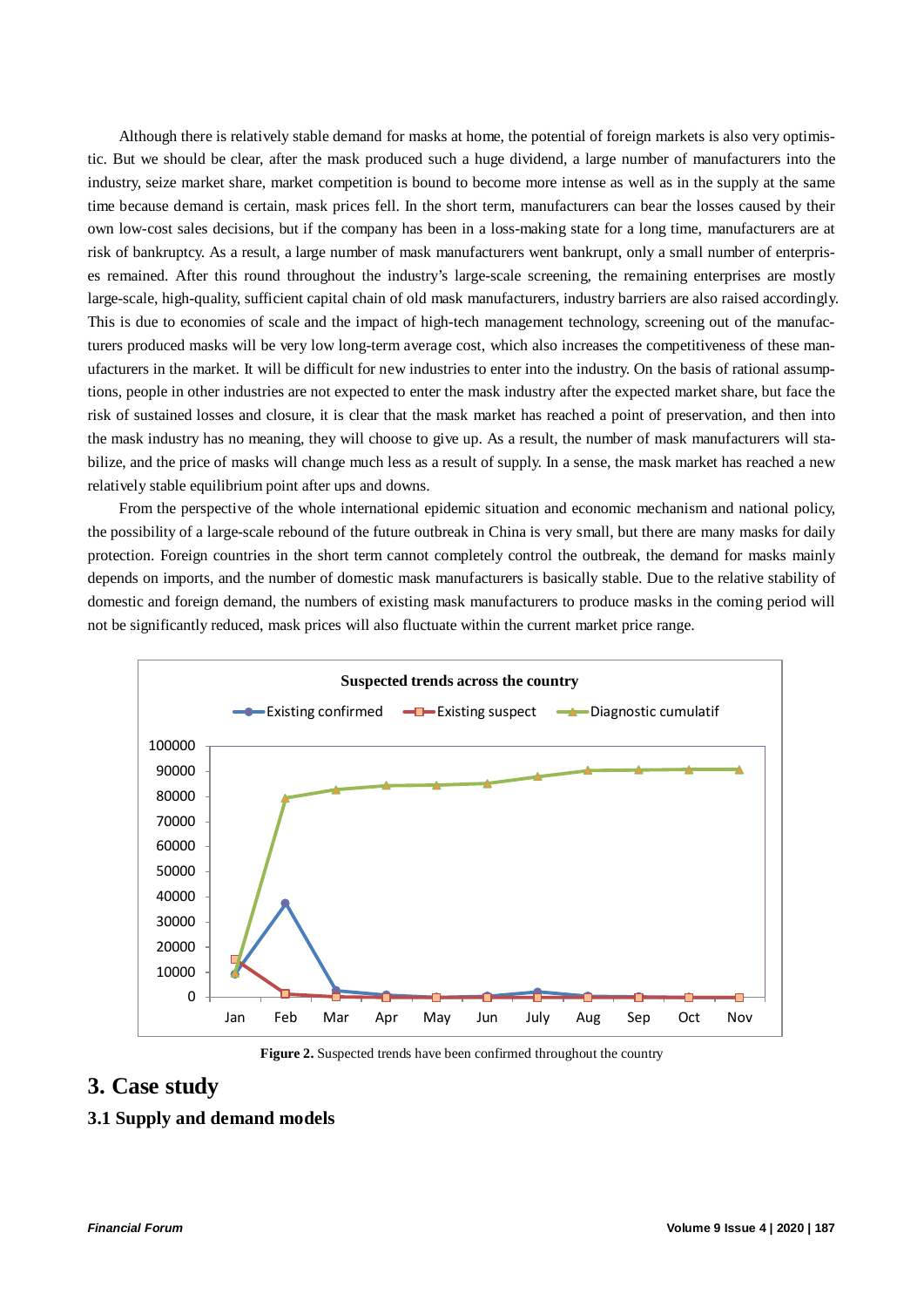Although there is relatively stable demand for masks at home, the potential of foreign markets is also very optimistic. But we should be clear, after the mask produced such a huge dividend, a large number of manufacturers into the industry, seize market share, market competition is bound to become more intense as well as in the supply at the same time because demand is certain, mask prices fell. In the short term, manufacturers can bear the losses caused by their own low-cost sales decisions, but if the company has been in a loss-making state for a long time, manufacturers are at risk of bankruptcy. As a result, a large number of mask manufacturers went bankrupt, only a small number of enterprises remained. After this round throughout the industry's large-scale screening, the remaining enterprises are mostly large-scale, high-quality, sufficient capital chain of old mask manufacturers, industry barriers are also raised accordingly. This is due to economies of scale and the impact of high-tech management technology, screening out of the manufacturers produced masks will be very low long-term average cost, which also increases the competitiveness of these manufacturers in the market. It will be difficult for new industries to enter into the industry. On the basis of rational assumptions, people in other industries are not expected to enter the mask industry after the expected market share, but face the risk of sustained losses and closure, it is clear that the mask market has reached a point of preservation, and then into the mask industry has no meaning, they will choose to give up. As a result, the number of mask manufacturers will stabilize, and the price of masks will change much less as a result of supply. In a sense, the mask market has reached a new relatively stable equilibrium point after ups and downs.

From the perspective of the whole international epidemic situation and economic mechanism and national policy, the possibility of a large-scale rebound of the future outbreak in China is very small, but there are many masks for daily protection. Foreign countries in the short term cannot completely control the outbreak, the demand for masks mainly depends on imports, and the number of domestic mask manufacturers is basically stable. Due to the relative stability of domestic and foreign demand, the numbers of existing mask manufacturers to produce masks in the coming period will not be significantly reduced, mask prices will also fluctuate within the current market price range.

**Figure 2.** Suspected trends have been confirmed throughout the country

## 3. Case study

### 3.1 Supply and demand models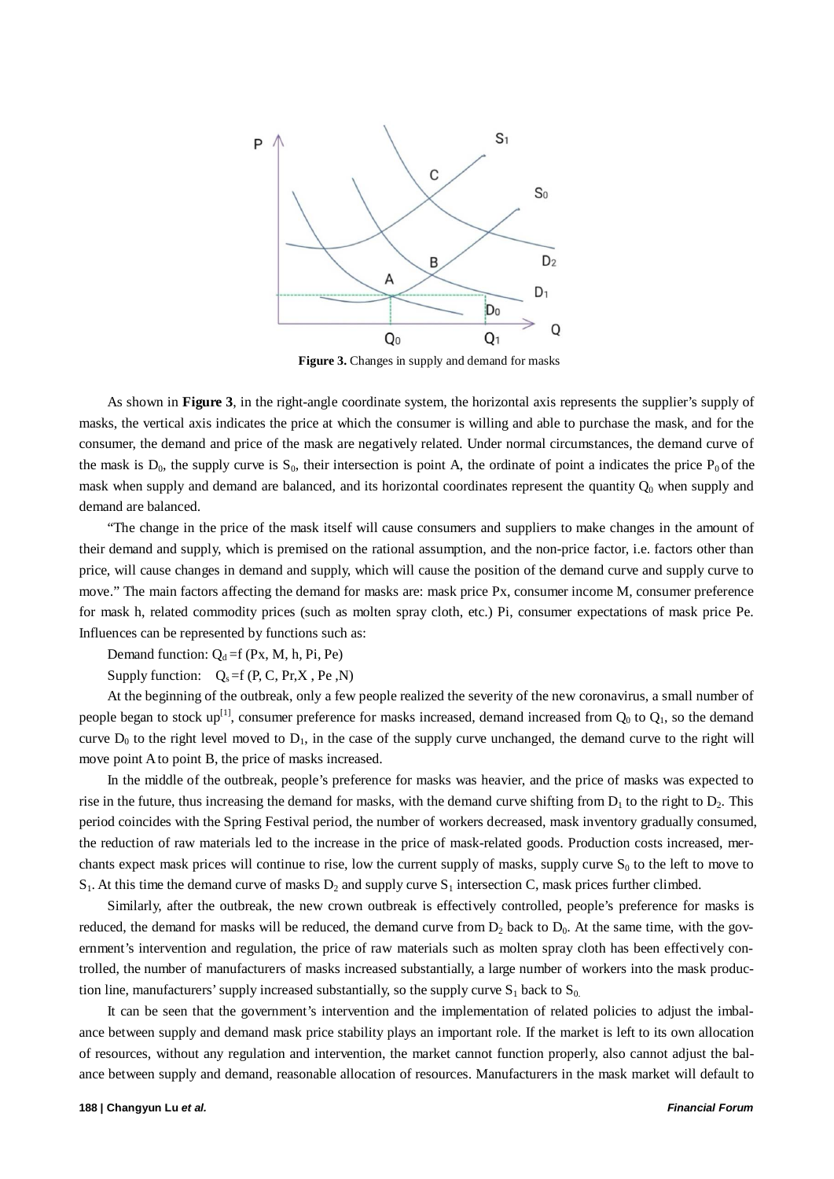**Figure 3.** Changes in supply and demand for masks

As shown in **Figure 3**, in the right-angle coordinate system, the horizontal axis represents the supplier's supply of masks, the vertical axis indicates the price at which the consumer is willing and able to purchase the mask, and for the consumer, the demand and price of the mask are negatively related. Under normal circumstances, the demand curve of the mask is $D_0$, the supply curve is $S_0$, their intersection is point A, the ordinate of point a indicates the price $P_0$ of the mask when supply and demand are balanced, and its horizontal coordinates represent the quantity $Q_0$ when supply and demand are balanced.

"The change in the price of the mask itself will cause consumers and suppliers to make changes in the amount of their demand and supply, which is premised on the rational assumption, and the non-price factor, i.e. factors other than price, will cause changes in demand and supply, which will cause the position of the demand curve and supply curve to move." The main factors affecting the demand for masks are: mask price Px, consumer income M, consumer preference for mask h, related commodity prices (such as molten spray cloth, etc.) Pi, consumer expectations of mask price Pe. Influences can be represented by functions such as:

Demand function: $Q_d$ =f (Px, M, h, Pi, Pe)

Supply function: $Q_s$ =f (P, C, Pr,X , Pe ,N)

At the beginning of the outbreak, only a few people realized the severity of the new coronavirus, a small number of people began to stock up[1], consumer preference for masks increased, demand increased from $Q_0$ to $Q_1$, so the demand curve $D_0$ to the right level moved to $D_1$, in the case of the supply curve unchanged, the demand curve to the right will move point A to point B, the price of masks increased.

In the middle of the outbreak, people's preference for masks was heavier, and the price of masks was expected to rise in the future, thus increasing the demand for masks, with the demand curve shifting from $D_1$ to the right to $D_2$. This period coincides with the Spring Festival period, the number of workers decreased, mask inventory gradually consumed, the reduction of raw materials led to the increase in the price of mask-related goods. Production costs increased, merchants expect mask prices will continue to rise, low the current supply of masks, supply curve $S_0$ to the left to move to $S_1$. At this time the demand curve of masks $D_2$ and supply curve $S_1$ intersection C, mask prices further climbed.

Similarly, after the outbreak, the new crown outbreak is effectively controlled, people's preference for masks is reduced, the demand for masks will be reduced, the demand curve from $D_2$ back to $D_0$. At the same time, with the government's intervention and regulation, the price of raw materials such as molten spray cloth has been effectively controlled, the number of manufacturers of masks increased substantially, a large number of workers into the mask production line, manufacturers' supply increased substantially, so the supply curve $S_1$ back to $S_0$.

It can be seen that the government's intervention and the implementation of related policies to adjust the imbalance between supply and demand mask price stability plays an important role. If the market is left to its own allocation of resources, without any regulation and intervention, the market cannot function properly, also cannot adjust the balance between supply and demand, reasonable allocation of resources. Manufacturers in the mask market will default to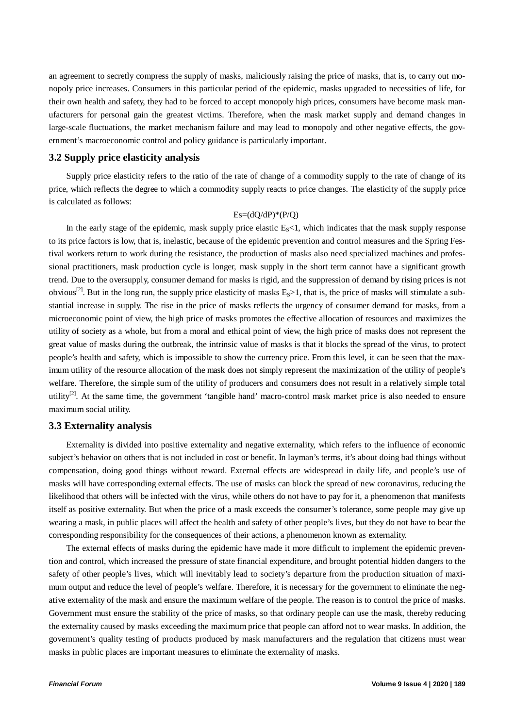an agreement to secretly compress the supply of masks, maliciously raising the price of masks, that is, to carry out monopoly price increases. Consumers in this particular period of the epidemic, masks upgraded to necessities of life, for their own health and safety, they had to be forced to accept monopoly high prices, consumers have become mask manufacturers for personal gain the greatest victims. Therefore, when the mask market supply and demand changes in large-scale fluctuations, the market mechanism failure and may lead to monopoly and other negative effects, the government's macroeconomic control and policy guidance is particularly important.

### 3.2 Supply price elasticity analysis

Supply price elasticity refers to the ratio of the rate of change of a commodity supply to the rate of change of its price, which reflects the degree to which a commodity supply reacts to price changes. The elasticity of the supply price is calculated as follows:

$$Es=(dQ/dP)*(P/Q)$$

In the early stage of the epidemic, mask supply price elastic $E_S<1$, which indicates that the mask supply response to its price factors is low, that is, inelastic, because of the epidemic prevention and control measures and the Spring Festival workers return to work during the resistance, the production of masks also need specialized machines and professional practitioners, mask production cycle is longer, mask supply in the short term cannot have a significant growth trend. Due to the oversupply, consumer demand for masks is rigid, and the suppression of demand by rising prices is not obvious[2]. But in the long run, the supply price elasticity of masks $E_S>1$, that is, the price of masks will stimulate a substantial increase in supply. The rise in the price of masks reflects the urgency of consumer demand for masks, from a microeconomic point of view, the high price of masks promotes the effective allocation of resources and maximizes the utility of society as a whole, but from a moral and ethical point of view, the high price of masks does not represent the great value of masks during the outbreak, the intrinsic value of masks is that it blocks the spread of the virus, to protect people's health and safety, which is impossible to show the currency price. From this level, it can be seen that the maximum utility of the resource allocation of the mask does not simply represent the maximization of the utility of people's welfare. Therefore, the simple sum of the utility of producers and consumers does not result in a relatively simple total utility[2]. At the same time, the government 'tangible hand' macro-control mask market price is also needed to ensure maximum social utility.

### 3.3 Externality analysis

Externality is divided into positive externality and negative externality, which refers to the influence of economic subject's behavior on others that is not included in cost or benefit. In layman's terms, it's about doing bad things without compensation, doing good things without reward. External effects are widespread in daily life, and people's use of masks will have corresponding external effects. The use of masks can block the spread of new coronavirus, reducing the likelihood that others will be infected with the virus, while others do not have to pay for it, a phenomenon that manifests itself as positive externality. But when the price of a mask exceeds the consumer's tolerance, some people may give up wearing a mask, in public places will affect the health and safety of other people's lives, but they do not have to bear the corresponding responsibility for the consequences of their actions, a phenomenon known as externality.

The external effects of masks during the epidemic have made it more difficult to implement the epidemic prevention and control, which increased the pressure of state financial expenditure, and brought potential hidden dangers to the safety of other people's lives, which will inevitably lead to society's departure from the production situation of maximum output and reduce the level of people's welfare. Therefore, it is necessary for the government to eliminate the negative externality of the mask and ensure the maximum welfare of the people. The reason is to control the price of masks. Government must ensure the stability of the price of masks, so that ordinary people can use the mask, thereby reducing the externality caused by masks exceeding the maximum price that people can afford not to wear masks. In addition, the government's quality testing of products produced by mask manufacturers and the regulation that citizens must wear masks in public places are important measures to eliminate the externality of masks.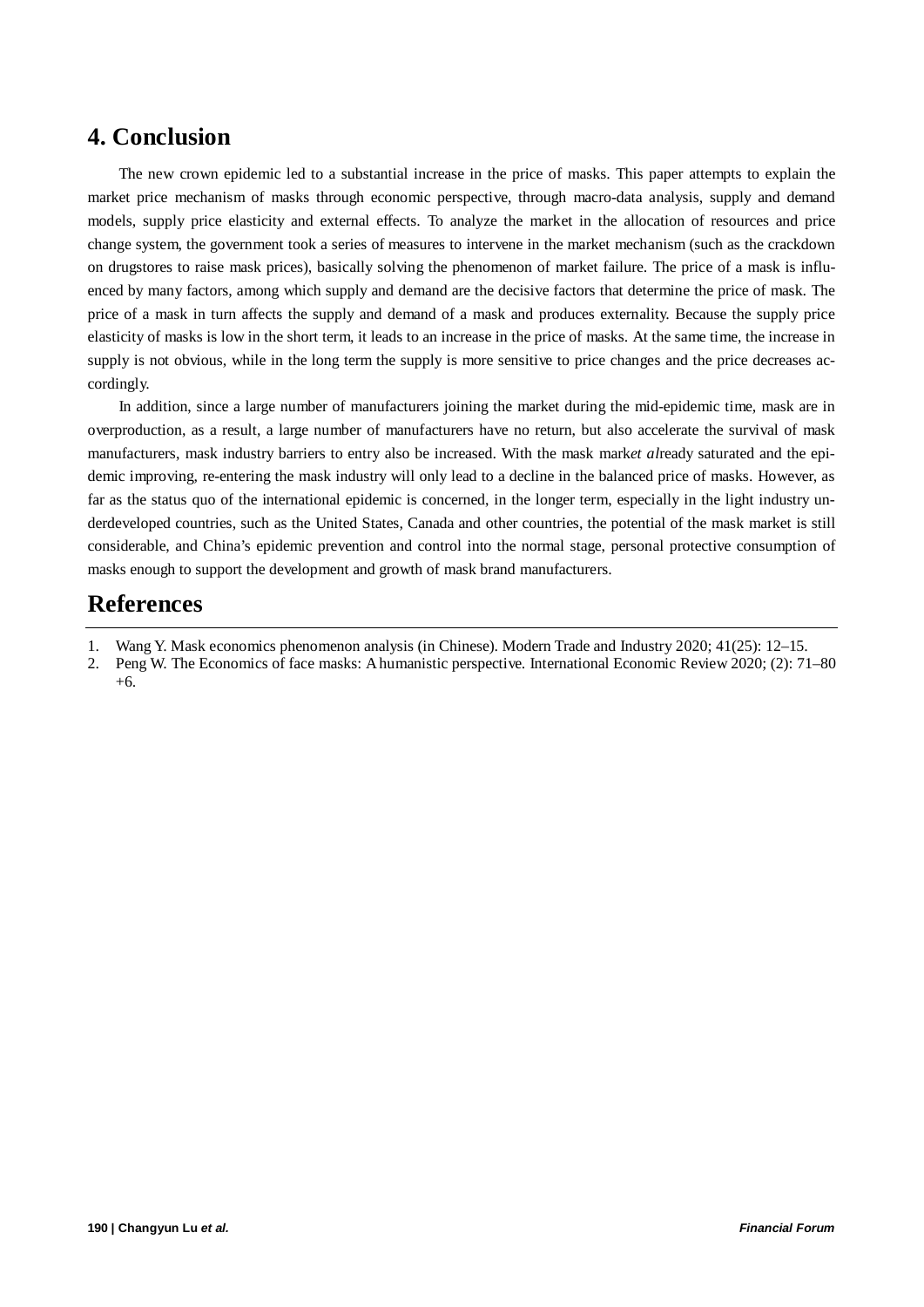# 4. Conclusion

The new crown epidemic led to a substantial increase in the price of masks. This paper attempts to explain the market price mechanism of masks through economic perspective, through macro-data analysis, supply and demand models, supply price elasticity and external effects. To analyze the market in the allocation of resources and price change system, the government took a series of measures to intervene in the market mechanism (such as the crackdown on drugstores to raise mask prices), basically solving the phenomenon of market failure. The price of a mask is influenced by many factors, among which supply and demand are the decisive factors that determine the price of mask. The price of a mask in turn affects the supply and demand of a mask and produces externality. Because the supply price elasticity of masks is low in the short term, it leads to an increase in the price of masks. At the same time, the increase in supply is not obvious, while in the long term the supply is more sensitive to price changes and the price decreases accordingly.

In addition, since a large number of manufacturers joining the market during the mid-epidemic time, mask are in overproduction, as a result, a large number of manufacturers have no return, but also accelerate the survival of mask manufacturers, mask industry barriers to entry also be increased. With the mask mark*et al*ready saturated and the epidemic improving, re-entering the mask industry will only lead to a decline in the balanced price of masks. However, as far as the status quo of the international epidemic is concerned, in the longer term, especially in the light industry underdeveloped countries, such as the United States, Canada and other countries, the potential of the mask market is still considerable, and China's epidemic prevention and control into the normal stage, personal protective consumption of masks enough to support the development and growth of mask brand manufacturers.

# References

1. Wang Y. Mask economics phenomenon analysis (in Chinese). Modern Trade and Industry 2020; 41(25): 12–15.
2. Peng W. The Economics of face masks: A humanistic perspective. International Economic Review 2020; (2): 71–80 +6.